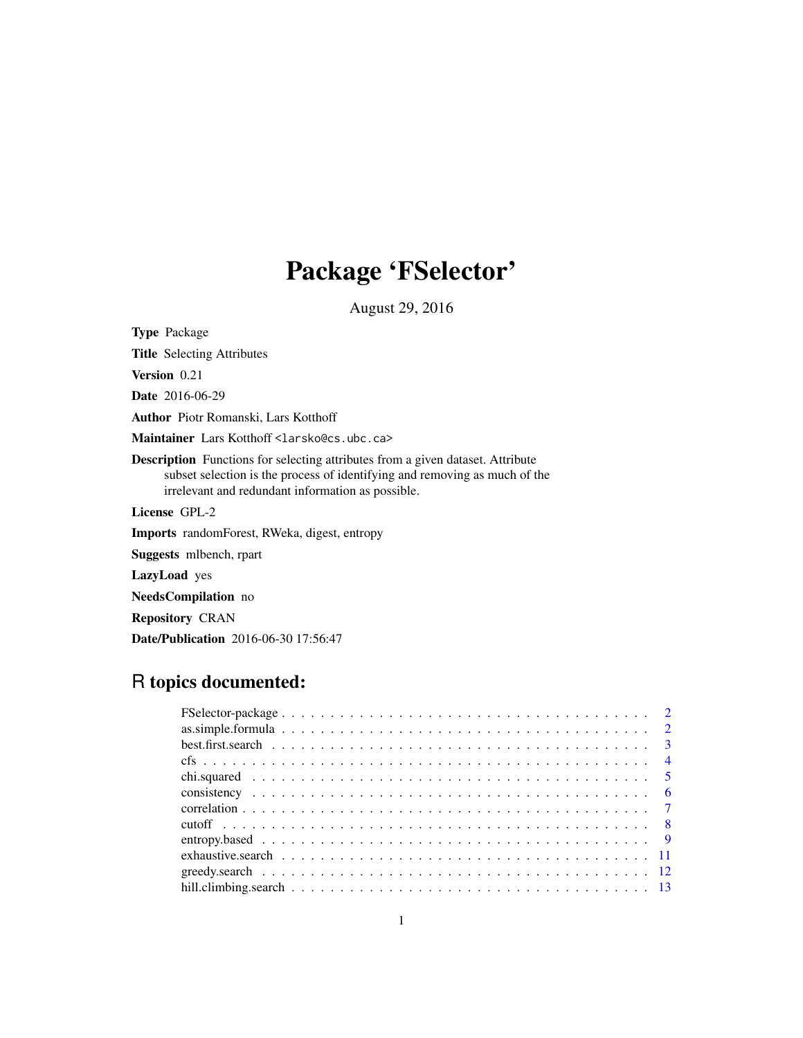# Package 'FSelector'

August 29, 2016

**Type** Package

**Title** Selecting Attributes

**Version** 0.21

**Date** 2016-06-29

**Author** Piotr Romanski, Lars Kotthoff

**Maintainer** Lars Kotthoff <larsko@cs.ubc.ca>

**Description** Functions for selecting attributes from a given dataset. Attribute subset selection is the process of identifying and removing as much of the irrelevant and redundant information as possible.

**License** GPL-2

**Imports** randomForest, RWeka, digest, entropy

**Suggests** mlbench, rpart

**LazyLoad** yes

**NeedsCompilation** no

**Repository** CRAN

**Date/Publication** 2016-06-30 17:56:47

## R topics documented:

- FSelector-package . . . . . . . . . . 2
- as.simple.formula . . . . . . . . . . 2
- best.first.search . . . . . . . . . . 3
- cfs . . . . . . . . . . 4
- chi.squared . . . . . . . . . . 5
- consistency . . . . . . . . . . 6
- correlation . . . . . . . . . . 7
- cutoff . . . . . . . . . . 8
- entropy.based . . . . . . . . . . 9
- exhaustive.search . . . . . . . . . . 11
- greedy.search . . . . . . . . . . 12
- hill.climbing.search . . . . . . . . . . 13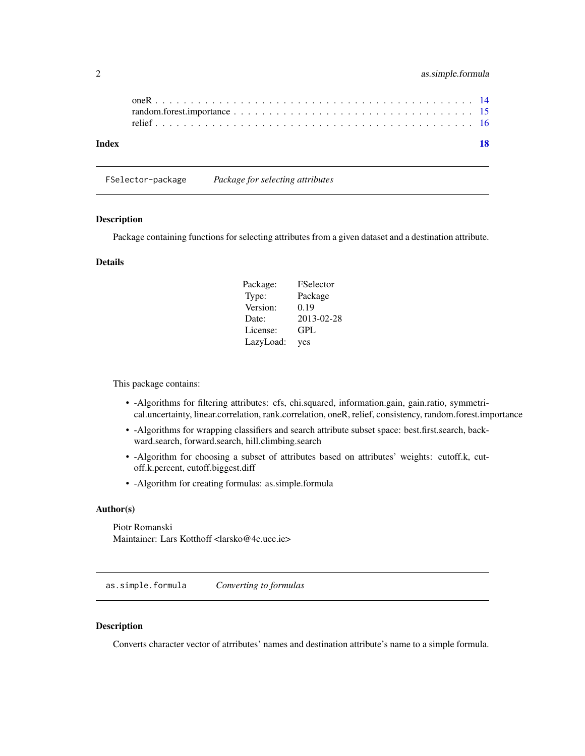oneR . . . . . . . . . . . . . . . . . . . . . . . . . . . . . . . . . . . . . . . . . . 14
random.forest.importance . . . . . . . . . . . . . . . . . . . . . . . . . . . . . . . . 15
relief . . . . . . . . . . . . . . . . . . . . . . . . . . . . . . . . . . . . . . . . . . 16

**Index** **18**

---

## FSelector-package — *Package for selecting attributes*

### Description

Package containing functions for selecting attributes from a given dataset and a destination attribute.

### Details

| | |
|---|---|
| Package: | FSelector |
| Type: | Package |
| Version: | 0.19 |
| Date: | 2013-02-28 |
| License: | GPL |
| LazyLoad: | yes |

This package contains:

- -Algorithms for filtering attributes: cfs, chi.squared, information.gain, gain.ratio, symmetrical.uncertainty, linear.correlation, rank.correlation, oneR, relief, consistency, random.forest.importance
- -Algorithms for wrapping classifiers and search attribute subset space: best.first.search, backward.search, forward.search, hill.climbing.search
- -Algorithm for choosing a subset of attributes based on attributes' weights: cutoff.k, cutoff.k.percent, cutoff.biggest.diff
- -Algorithm for creating formulas: as.simple.formula

### Author(s)

Piotr Romanski
Maintainer: Lars Kotthoff <larsko@4c.ucc.ie>

---

## as.simple.formula — *Converting to formulas*

### Description

Converts character vector of atrributes' names and destination attribute's name to a simple formula.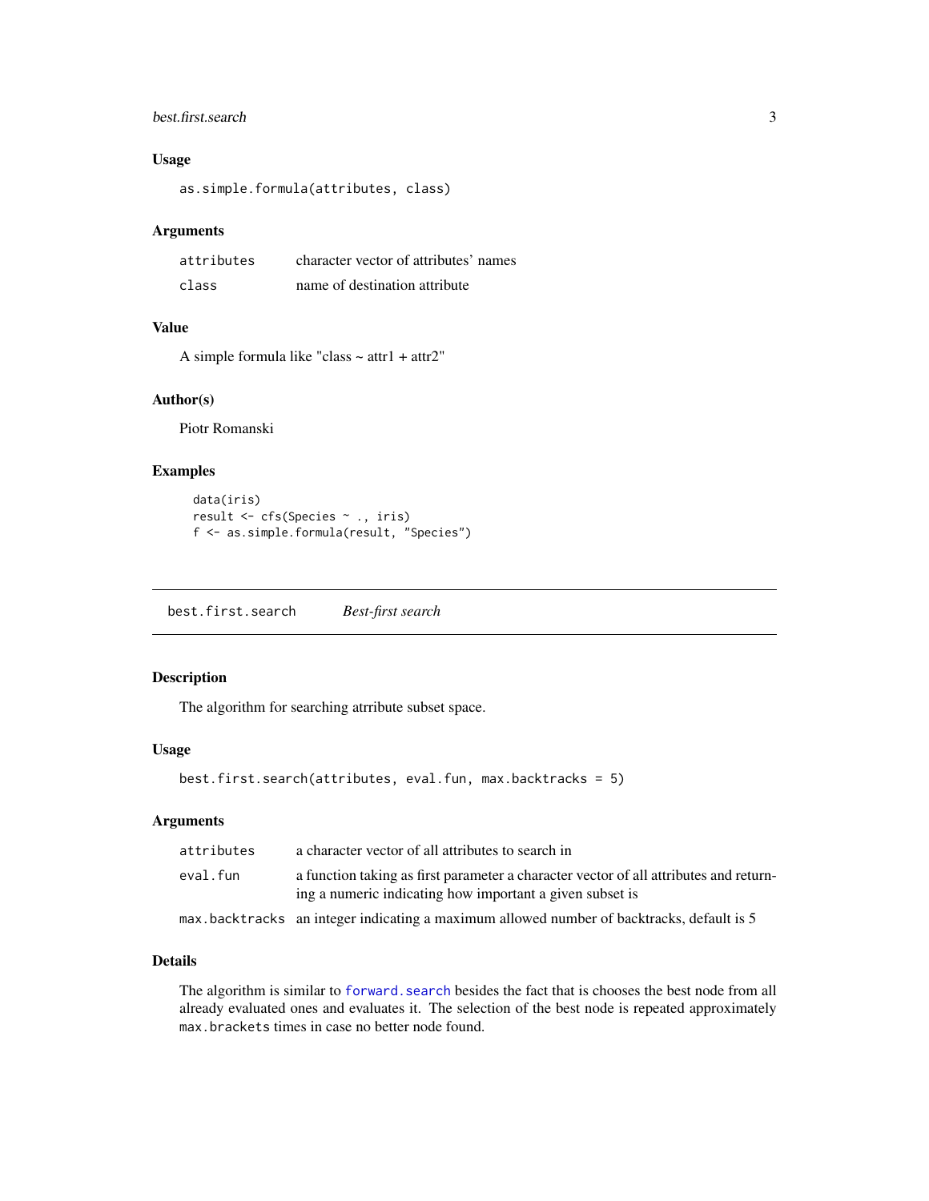## Usage

```
as.simple.formula(attributes, class)
```

## Arguments

| | |
|---|---|
| attributes | character vector of attributes' names |
| class | name of destination attribute |

## Value

A simple formula like "class ~ attr1 + attr2"

## Author(s)

Piotr Romanski

## Examples

```
data(iris)
result <- cfs(Species ~ ., iris)
f <- as.simple.formula(result, "Species")
```

---

# best.first.search *Best-first search*

---

## Description

The algorithm for searching atrribute subset space.

## Usage

```
best.first.search(attributes, eval.fun, max.backtracks = 5)
```

## Arguments

| | |
|---|---|
| attributes | a character vector of all attributes to search in |
| eval.fun | a function taking as first parameter a character vector of all attributes and returning a numeric indicating how important a given subset is |
| max.backtracks | an integer indicating a maximum allowed number of backtracks, default is 5 |

## Details

The algorithm is similar to forward.search besides the fact that is chooses the best node from all already evaluated ones and evaluates it. The selection of the best node is repeated approximately max.brackets times in case no better node found.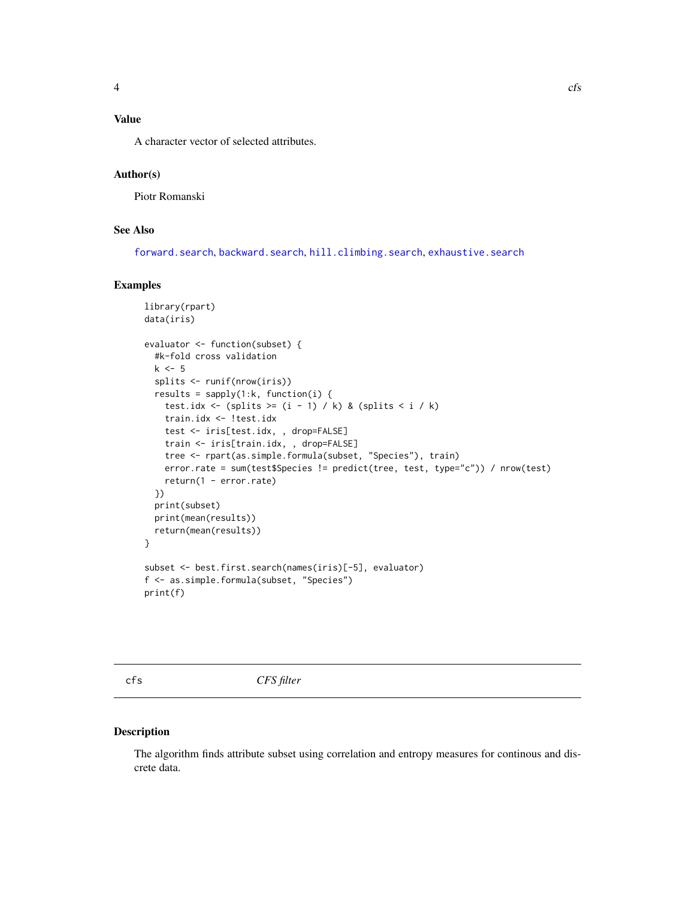## Value

A character vector of selected attributes.

## Author(s)

Piotr Romanski

## See Also

forward.search, backward.search, hill.climbing.search, exhaustive.search

## Examples

```
library(rpart)
data(iris)

evaluator <- function(subset) {
  #k-fold cross validation
  k <- 5
  splits <- runif(nrow(iris))
  results = sapply(1:k, function(i) {
    test.idx <- (splits >= (i - 1) / k) & (splits < i / k)
    train.idx <- !test.idx
    test <- iris[test.idx, , drop=FALSE]
    train <- iris[train.idx, , drop=FALSE]
    tree <- rpart(as.simple.formula(subset, "Species"), train)
    error.rate = sum(test$Species != predict(tree, test, type="c")) / nrow(test)
    return(1 - error.rate)
  })
  print(subset)
  print(mean(results))
  return(mean(results))
}

subset <- best.first.search(names(iris)[-5], evaluator)
f <- as.simple.formula(subset, "Species")
print(f)
```

---

# cfs *CFS filter*

## Description

The algorithm finds attribute subset using correlation and entropy measures for continous and discrete data.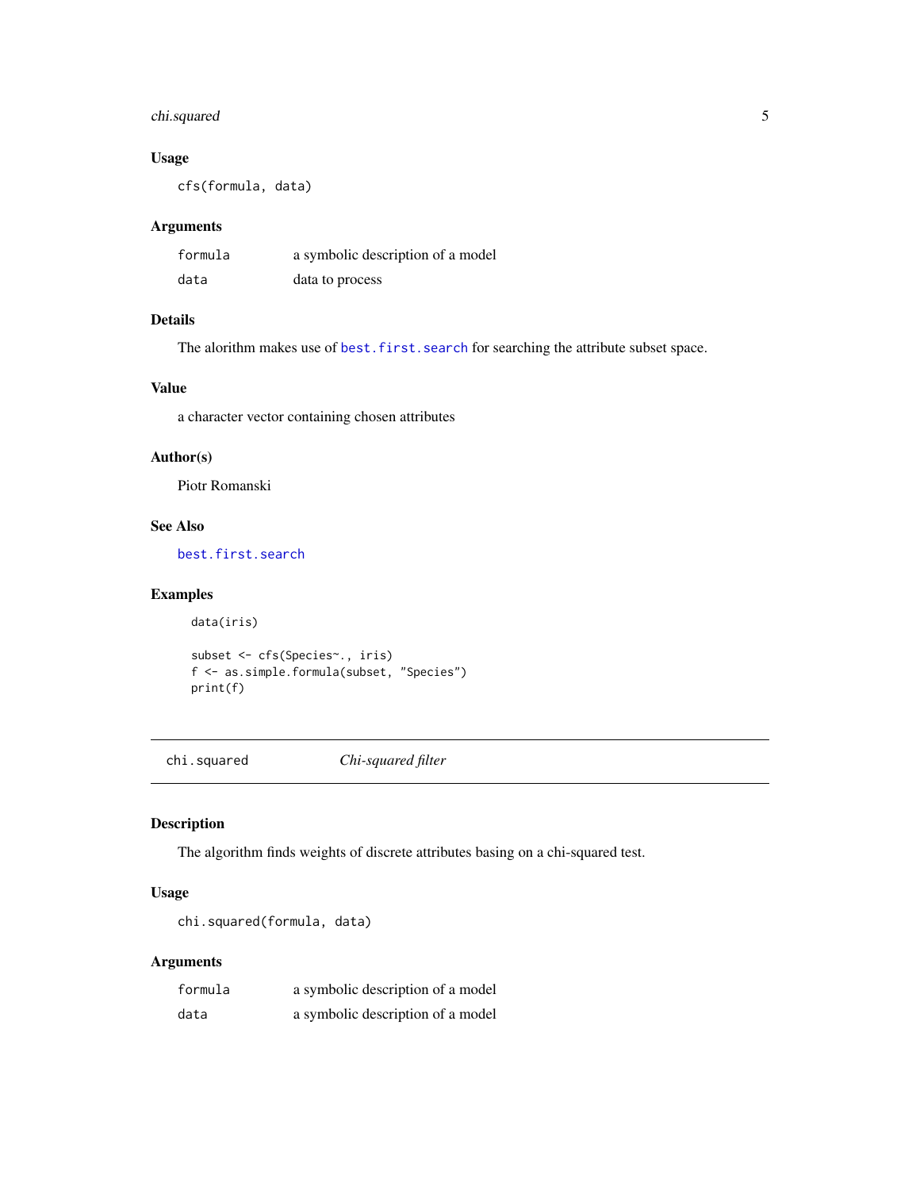### Usage

```
cfs(formula, data)
```

### Arguments

| | |
|---|---|
| `formula` | a symbolic description of a model |
| `data` | data to process |

### Details

The alorithm makes use of `best.first.search` for searching the attribute subset space.

### Value

a character vector containing chosen attributes

### Author(s)

Piotr Romanski

### See Also

`best.first.search`

### Examples

```
data(iris)

subset <- cfs(Species~., iris)
f <- as.simple.formula(subset, "Species")
print(f)
```

---

## `chi.squared` *Chi-squared filter*

---

### Description

The algorithm finds weights of discrete attributes basing on a chi-squared test.

### Usage

```
chi.squared(formula, data)
```

### Arguments

| | |
|---|---|
| `formula` | a symbolic description of a model |
| `data` | a symbolic description of a model |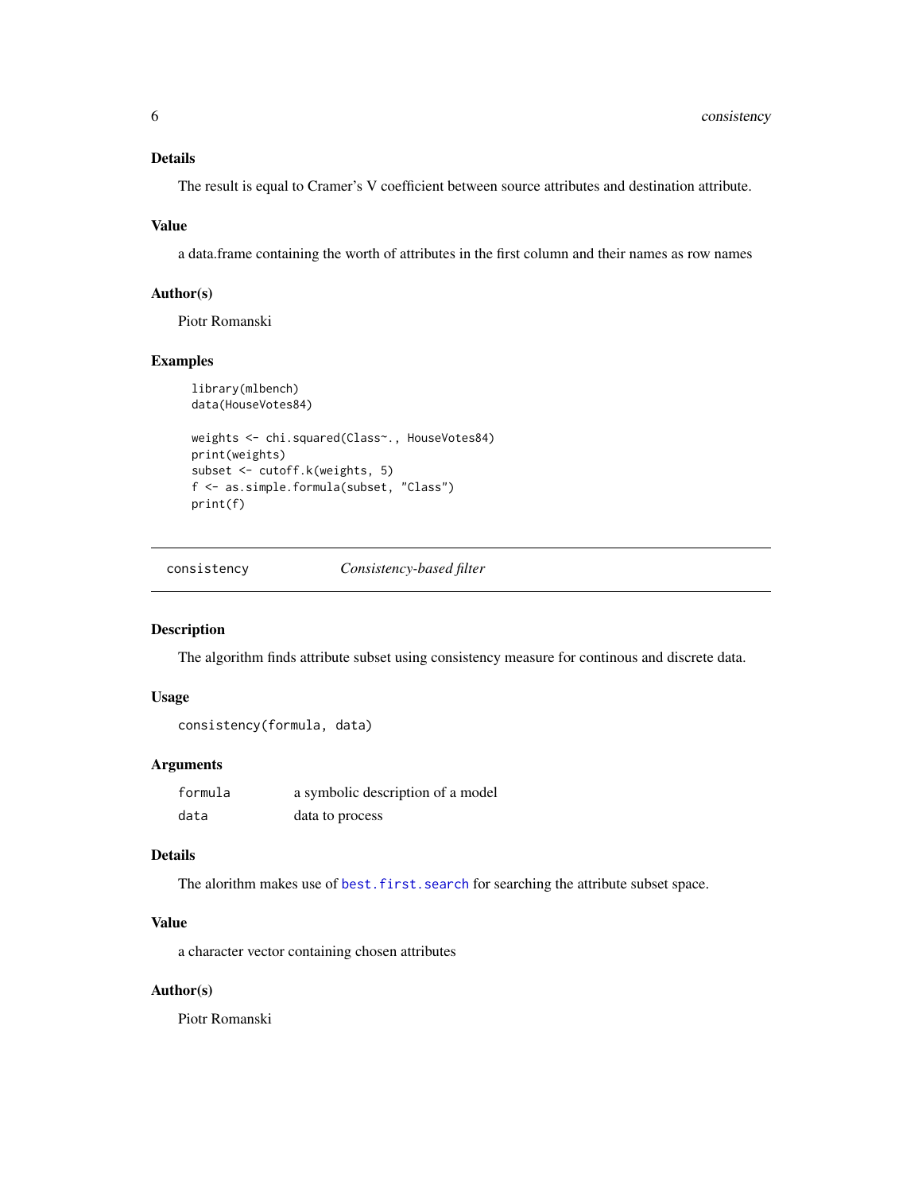### Details

The result is equal to Cramer's V coefficient between source attributes and destination attribute.

### Value

a data.frame containing the worth of attributes in the first column and their names as row names

### Author(s)

Piotr Romanski

### Examples

```
library(mlbench)
data(HouseVotes84)

weights <- chi.squared(Class~., HouseVotes84)
print(weights)
subset <- cutoff.k(weights, 5)
f <- as.simple.formula(subset, "Class")
print(f)
```

---

## consistency    *Consistency-based filter*

---

### Description

The algorithm finds attribute subset using consistency measure for continous and discrete data.

### Usage

```
consistency(formula, data)
```

### Arguments

| | |
|---|---|
| formula | a symbolic description of a model |
| data | data to process |

### Details

The alorithm makes use of `best.first.search` for searching the attribute subset space.

### Value

a character vector containing chosen attributes

### Author(s)

Piotr Romanski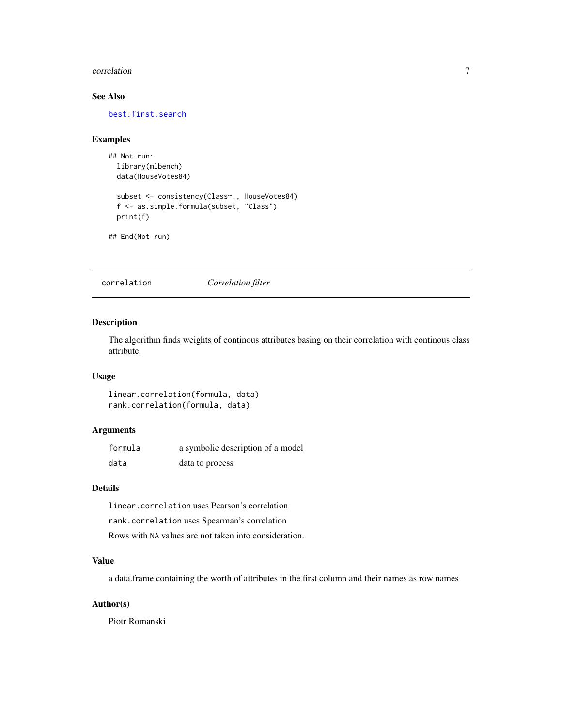### See Also

best.first.search

### Examples

```
## Not run:
  library(mlbench)
  data(HouseVotes84)

  subset <- consistency(Class~., HouseVotes84)
  f <- as.simple.formula(subset, "Class")
  print(f)

## End(Not run)
```

---

## correlation *Correlation filter*

---

### Description

The algorithm finds weights of continous attributes basing on their correlation with continous class attribute.

### Usage

```
linear.correlation(formula, data)
rank.correlation(formula, data)
```

### Arguments

| | |
|---|---|
| formula | a symbolic description of a model |
| data | data to process |

### Details

`linear.correlation` uses Pearson's correlation

`rank.correlation` uses Spearman's correlation

Rows with `NA` values are not taken into consideration.

### Value

a data.frame containing the worth of attributes in the first column and their names as row names

### Author(s)

Piotr Romanski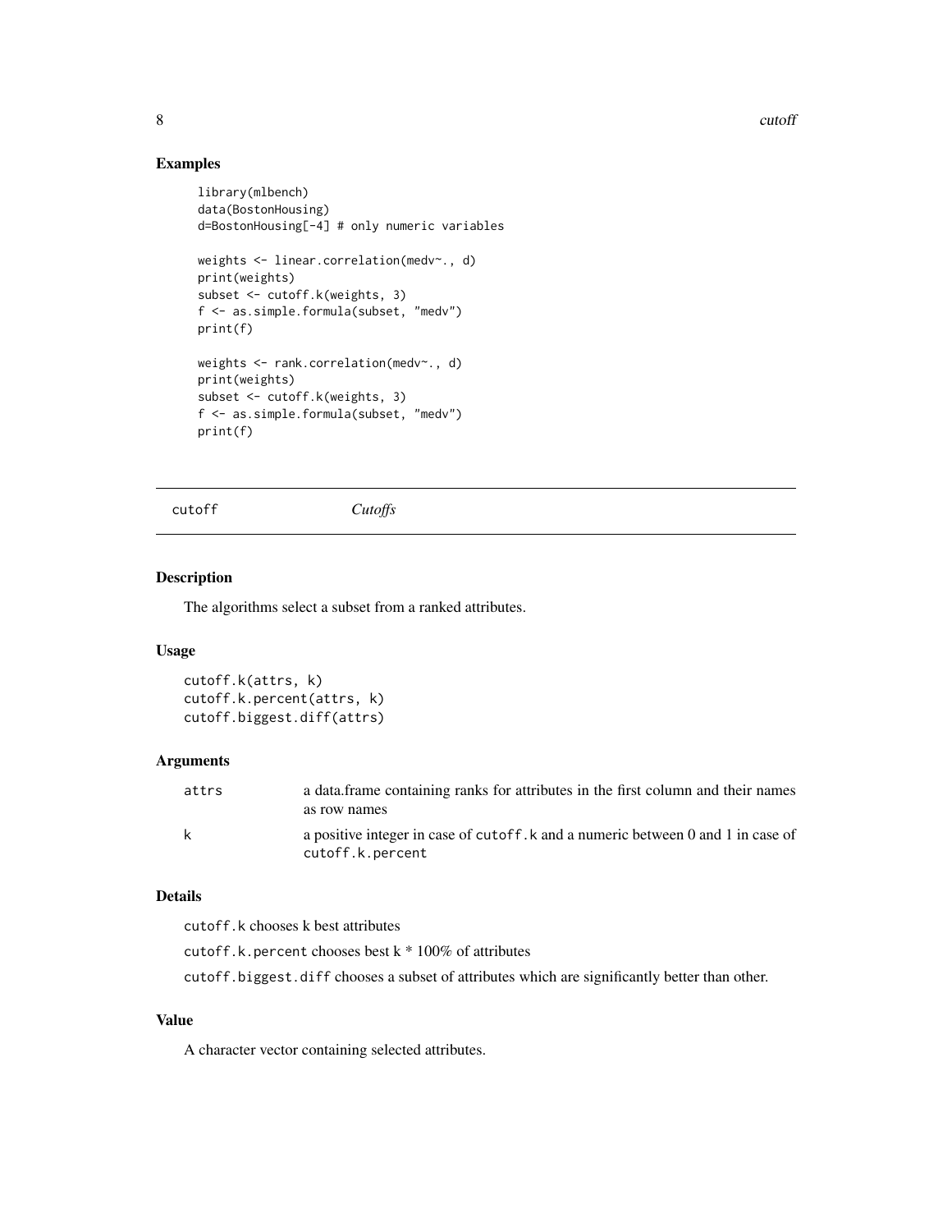## Examples

```
library(mlbench)
data(BostonHousing)
d=BostonHousing[-4] # only numeric variables

weights <- linear.correlation(medv~., d)
print(weights)
subset <- cutoff.k(weights, 3)
f <- as.simple.formula(subset, "medv")
print(f)

weights <- rank.correlation(medv~., d)
print(weights)
subset <- cutoff.k(weights, 3)
f <- as.simple.formula(subset, "medv")
print(f)
```

---

# cutoff *Cutoffs*

## Description

The algorithms select a subset from a ranked attributes.

## Usage

```
cutoff.k(attrs, k)
cutoff.k.percent(attrs, k)
cutoff.biggest.diff(attrs)
```

## Arguments

| | |
|---|---|
| attrs | a data.frame containing ranks for attributes in the first column and their names as row names |
| k | a positive integer in case of `cutoff.k` and a numeric between 0 and 1 in case of `cutoff.k.percent` |

## Details

`cutoff.k` chooses k best attributes

`cutoff.k.percent` chooses best k * 100% of attributes

`cutoff.biggest.diff` chooses a subset of attributes which are significantly better than other.

## Value

A character vector containing selected attributes.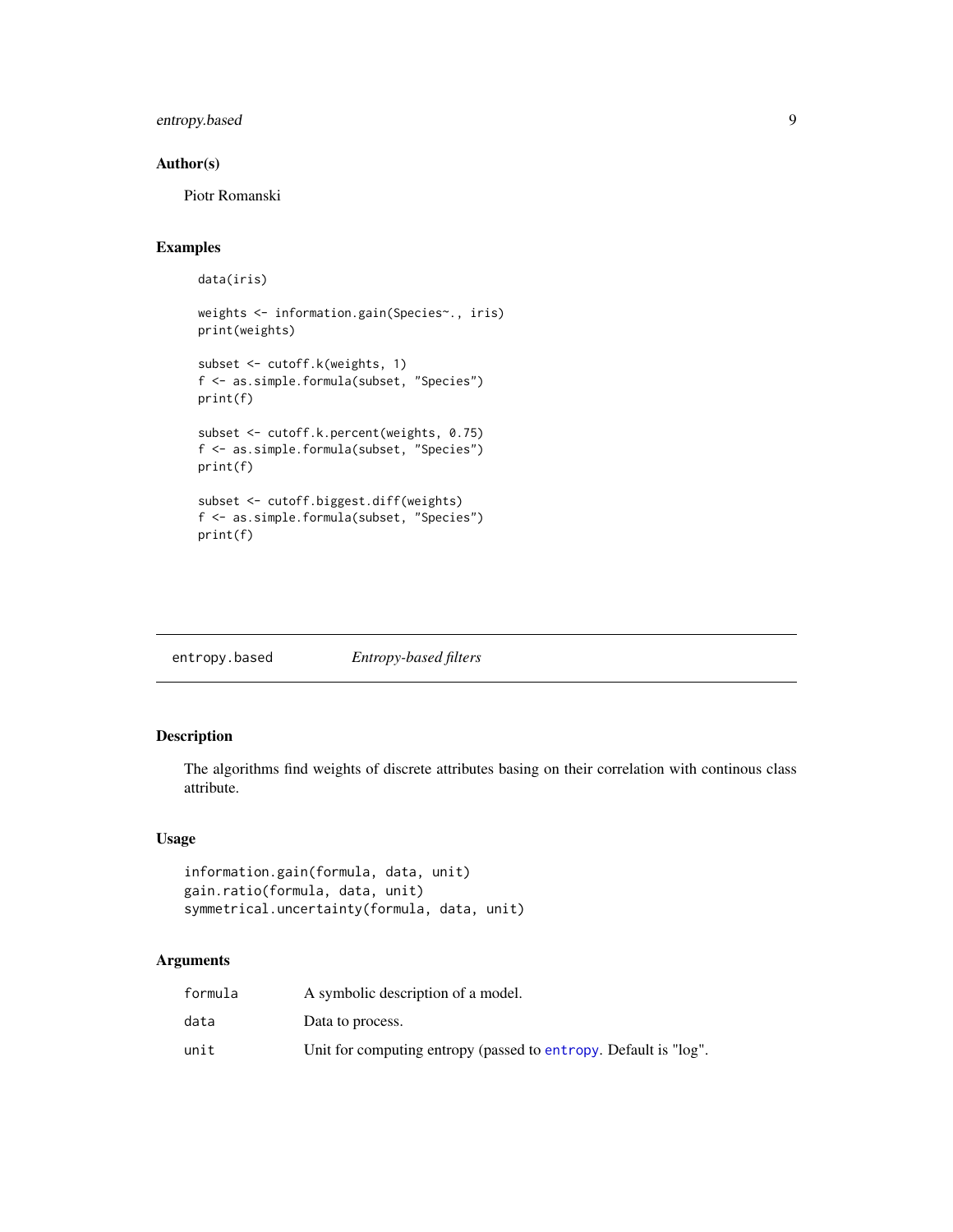### Author(s)

Piotr Romanski

### Examples

```
data(iris)

weights <- information.gain(Species~., iris)
print(weights)

subset <- cutoff.k(weights, 1)
f <- as.simple.formula(subset, "Species")
print(f)

subset <- cutoff.k.percent(weights, 0.75)
f <- as.simple.formula(subset, "Species")
print(f)

subset <- cutoff.biggest.diff(weights)
f <- as.simple.formula(subset, "Species")
print(f)
```

---

## entropy.based *Entropy-based filters*

---

### Description

The algorithms find weights of discrete attributes basing on their correlation with continous class attribute.

### Usage

```
information.gain(formula, data, unit)
gain.ratio(formula, data, unit)
symmetrical.uncertainty(formula, data, unit)
```

### Arguments

| | |
|---|---|
| formula | A symbolic description of a model. |
| data | Data to process. |
| unit | Unit for computing entropy (passed to entropy. Default is "log". |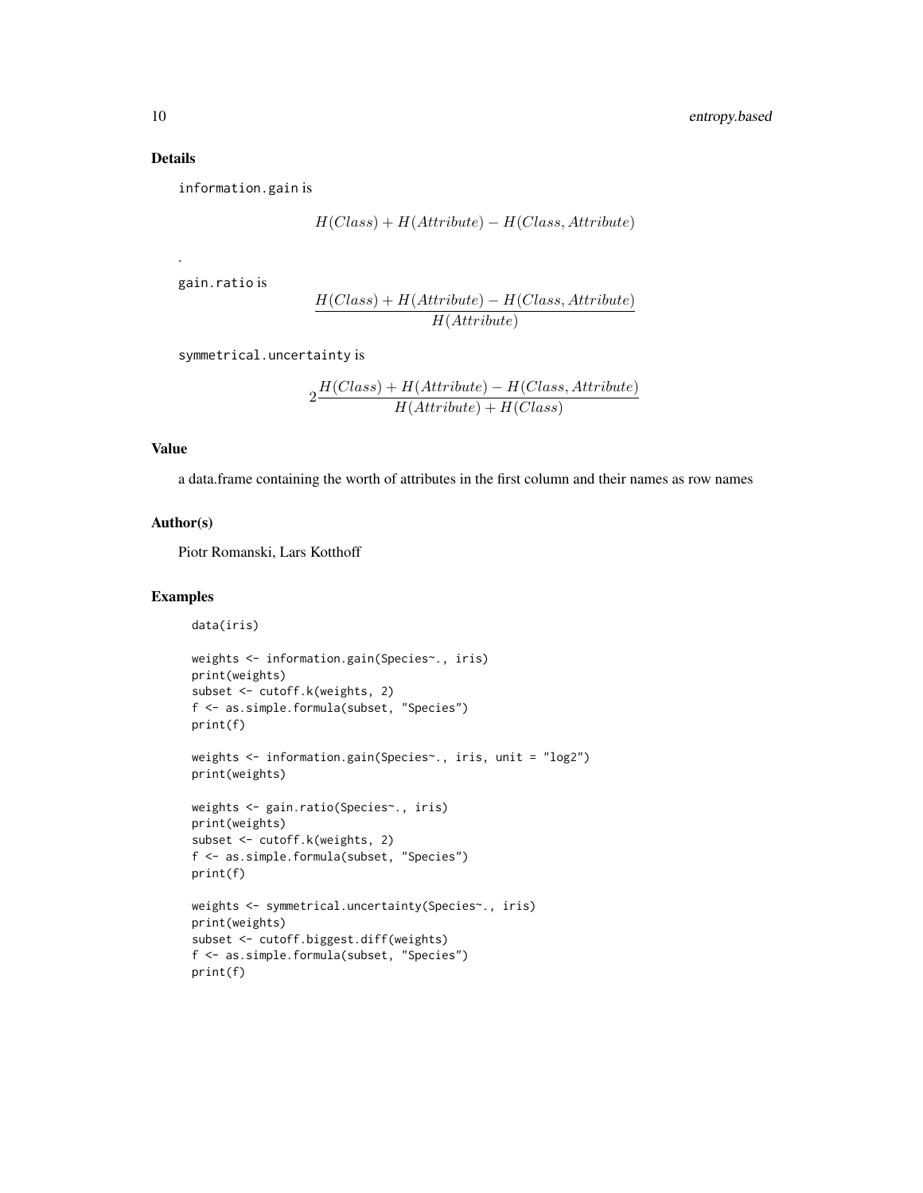## Details

information.gain is

$$H(Class) + H(Attribute) - H(Class, Attribute)$$

.

gain.ratio is

$$\frac{H(Class) + H(Attribute) - H(Class, Attribute)}{H(Attribute)}$$

symmetrical.uncertainty is

$$2\frac{H(Class) + H(Attribute) - H(Class, Attribute)}{H(Attribute) + H(Class)}$$

## Value

a data.frame containing the worth of attributes in the first column and their names as row names

## Author(s)

Piotr Romanski, Lars Kotthoff

## Examples

```
data(iris)

weights <- information.gain(Species~., iris)
print(weights)
subset <- cutoff.k(weights, 2)
f <- as.simple.formula(subset, "Species")
print(f)

weights <- information.gain(Species~., iris, unit = "log2")
print(weights)

weights <- gain.ratio(Species~., iris)
print(weights)
subset <- cutoff.k(weights, 2)
f <- as.simple.formula(subset, "Species")
print(f)

weights <- symmetrical.uncertainty(Species~., iris)
print(weights)
subset <- cutoff.biggest.diff(weights)
f <- as.simple.formula(subset, "Species")
print(f)
```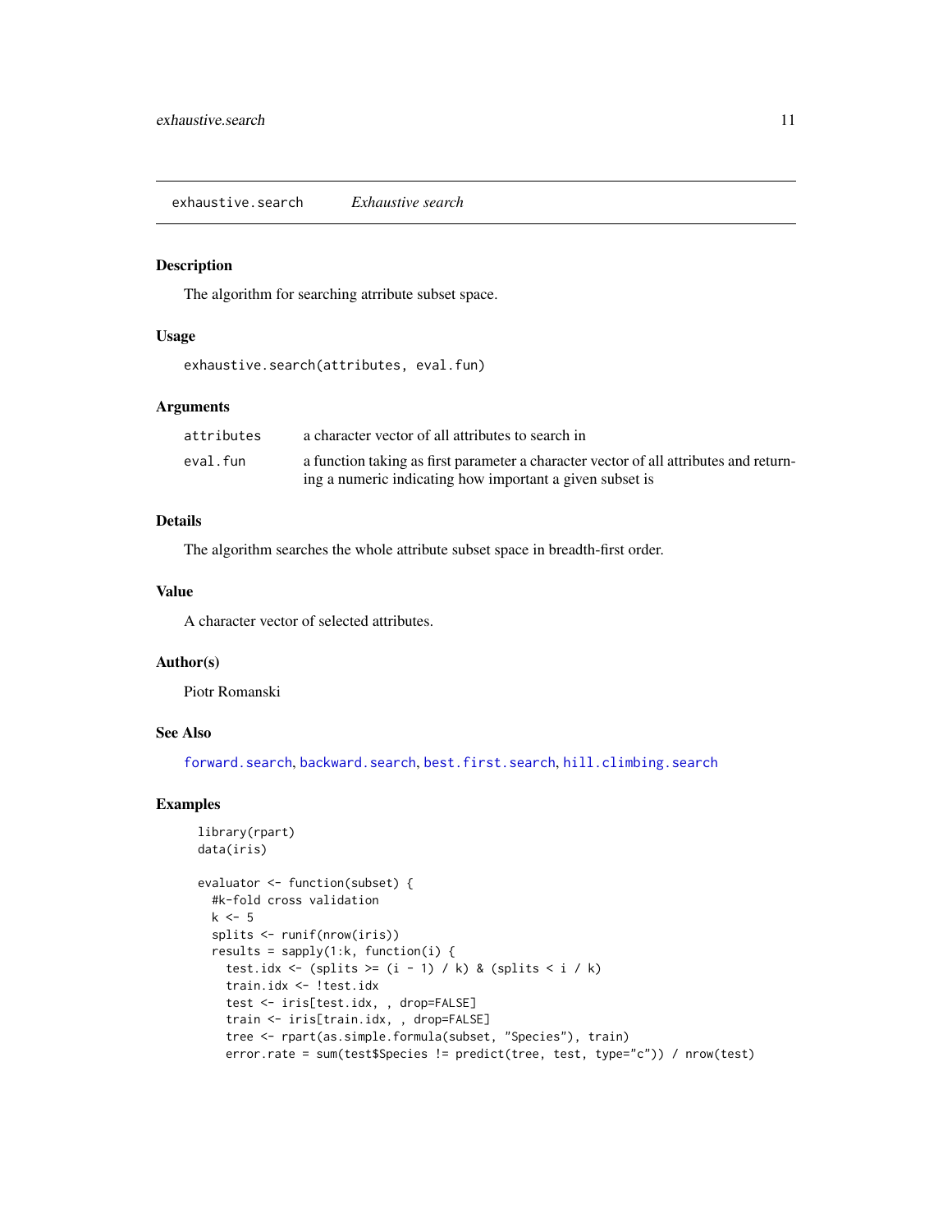## exhaustive.search — *Exhaustive search*

### Description

The algorithm for searching atrribute subset space.

### Usage

```
exhaustive.search(attributes, eval.fun)
```

### Arguments

| | |
|---|---|
| attributes | a character vector of all attributes to search in |
| eval.fun | a function taking as first parameter a character vector of all attributes and returning a numeric indicating how important a given subset is |

### Details

The algorithm searches the whole attribute subset space in breadth-first order.

### Value

A character vector of selected attributes.

### Author(s)

Piotr Romanski

### See Also

forward.search, backward.search, best.first.search, hill.climbing.search

### Examples

```
library(rpart)
data(iris)

evaluator <- function(subset) {
  #k-fold cross validation
  k <- 5
  splits <- runif(nrow(iris))
  results = sapply(1:k, function(i) {
    test.idx <- (splits >= (i - 1) / k) & (splits < i / k)
    train.idx <- !test.idx
    test <- iris[test.idx, , drop=FALSE]
    train <- iris[train.idx, , drop=FALSE]
    tree <- rpart(as.simple.formula(subset, "Species"), train)
    error.rate = sum(test$Species != predict(tree, test, type="c")) / nrow(test)
```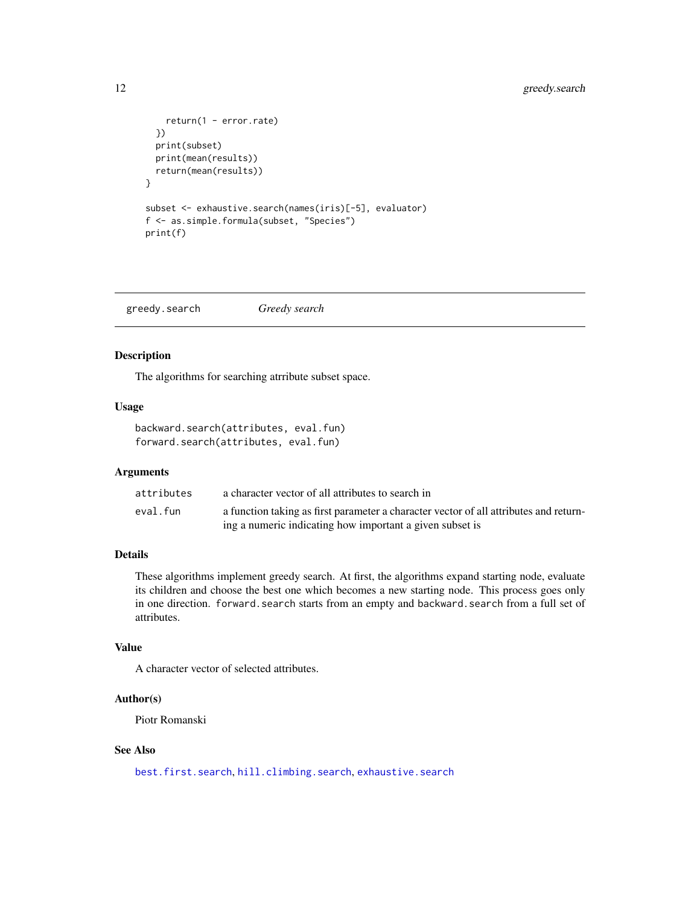```
    return(1 - error.rate)
  })
  print(subset)
  print(mean(results))
  return(mean(results))
}

subset <- exhaustive.search(names(iris)[-5], evaluator)
f <- as.simple.formula(subset, "Species")
print(f)
```

## greedy.search *Greedy search*

### Description

The algorithms for searching atrribute subset space.

### Usage

```
backward.search(attributes, eval.fun)
forward.search(attributes, eval.fun)
```

### Arguments

| | |
|---|---|
| attributes | a character vector of all attributes to search in |
| eval.fun | a function taking as first parameter a character vector of all attributes and returning a numeric indicating how important a given subset is |

### Details

These algorithms implement greedy search. At first, the algorithms expand starting node, evaluate its children and choose the best one which becomes a new starting node. This process goes only in one direction. `forward.search` starts from an empty and `backward.search` from a full set of attributes.

### Value

A character vector of selected attributes.

### Author(s)

Piotr Romanski

### See Also

best.first.search, hill.climbing.search, exhaustive.search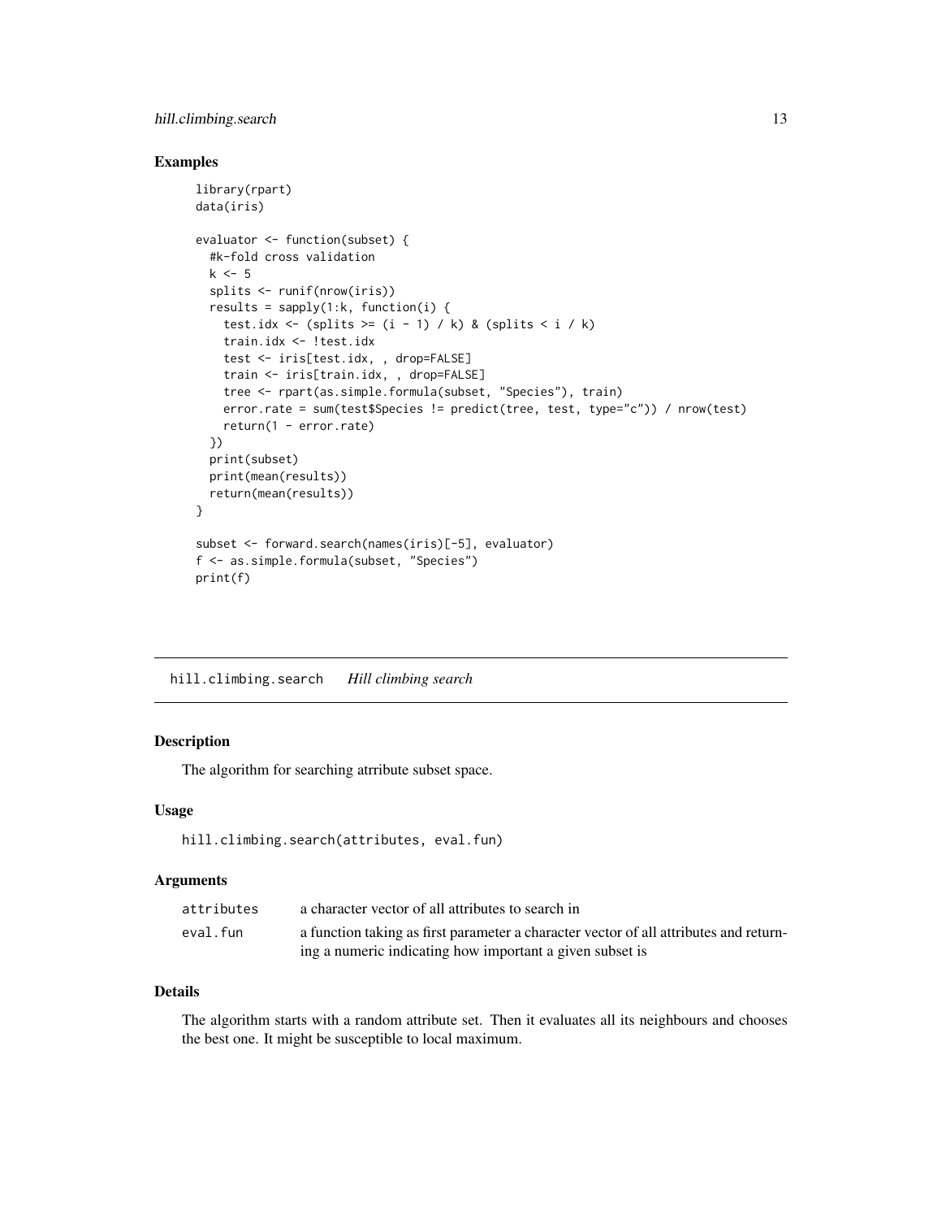## Examples

```
library(rpart)
data(iris)

evaluator <- function(subset) {
  #k-fold cross validation
  k <- 5
  splits <- runif(nrow(iris))
  results = sapply(1:k, function(i) {
    test.idx <- (splits >= (i - 1) / k) & (splits < i / k)
    train.idx <- !test.idx
    test <- iris[test.idx, , drop=FALSE]
    train <- iris[train.idx, , drop=FALSE]
    tree <- rpart(as.simple.formula(subset, "Species"), train)
    error.rate = sum(test$Species != predict(tree, test, type="c")) / nrow(test)
    return(1 - error.rate)
  })
  print(subset)
  print(mean(results))
  return(mean(results))
}

subset <- forward.search(names(iris)[-5], evaluator)
f <- as.simple.formula(subset, "Species")
print(f)
```

---

# hill.climbing.search    *Hill climbing search*

---

## Description

The algorithm for searching atrribute subset space.

## Usage

```
hill.climbing.search(attributes, eval.fun)
```

## Arguments

| | |
|---|---|
| attributes | a character vector of all attributes to search in |
| eval.fun | a function taking as first parameter a character vector of all attributes and returning a numeric indicating how important a given subset is |

## Details

The algorithm starts with a random attribute set. Then it evaluates all its neighbours and chooses the best one. It might be susceptible to local maximum.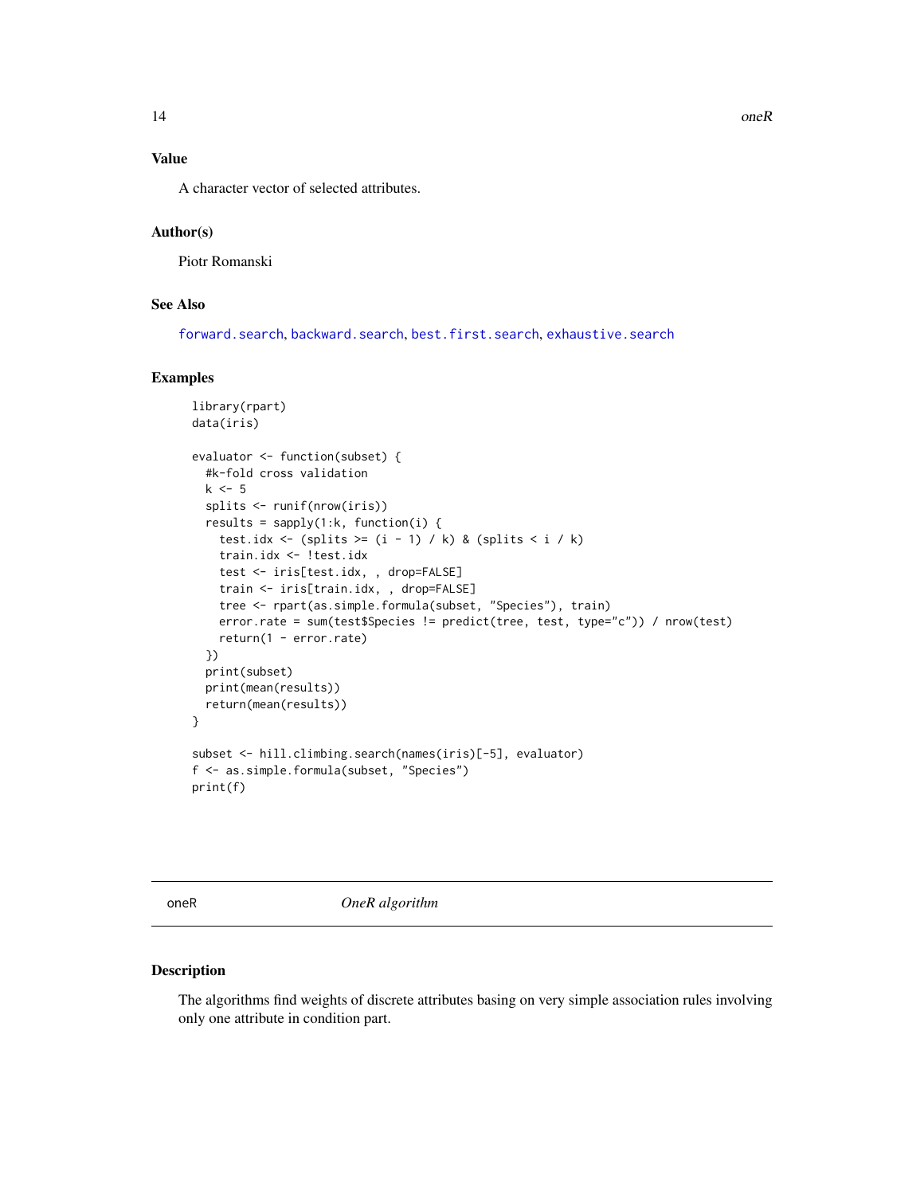### Value

A character vector of selected attributes.

### Author(s)

Piotr Romanski

### See Also

forward.search, backward.search, best.first.search, exhaustive.search

### Examples

```
library(rpart)
data(iris)

evaluator <- function(subset) {
  #k-fold cross validation
  k <- 5
  splits <- runif(nrow(iris))
  results = sapply(1:k, function(i) {
    test.idx <- (splits >= (i - 1) / k) & (splits < i / k)
    train.idx <- !test.idx
    test <- iris[test.idx, , drop=FALSE]
    train <- iris[train.idx, , drop=FALSE]
    tree <- rpart(as.simple.formula(subset, "Species"), train)
    error.rate = sum(test$Species != predict(tree, test, type="c")) / nrow(test)
    return(1 - error.rate)
  })
  print(subset)
  print(mean(results))
  return(mean(results))
}

subset <- hill.climbing.search(names(iris)[-5], evaluator)
f <- as.simple.formula(subset, "Species")
print(f)
```

## oneR — *OneR algorithm*

### Description

The algorithms find weights of discrete attributes basing on very simple association rules involving only one attribute in condition part.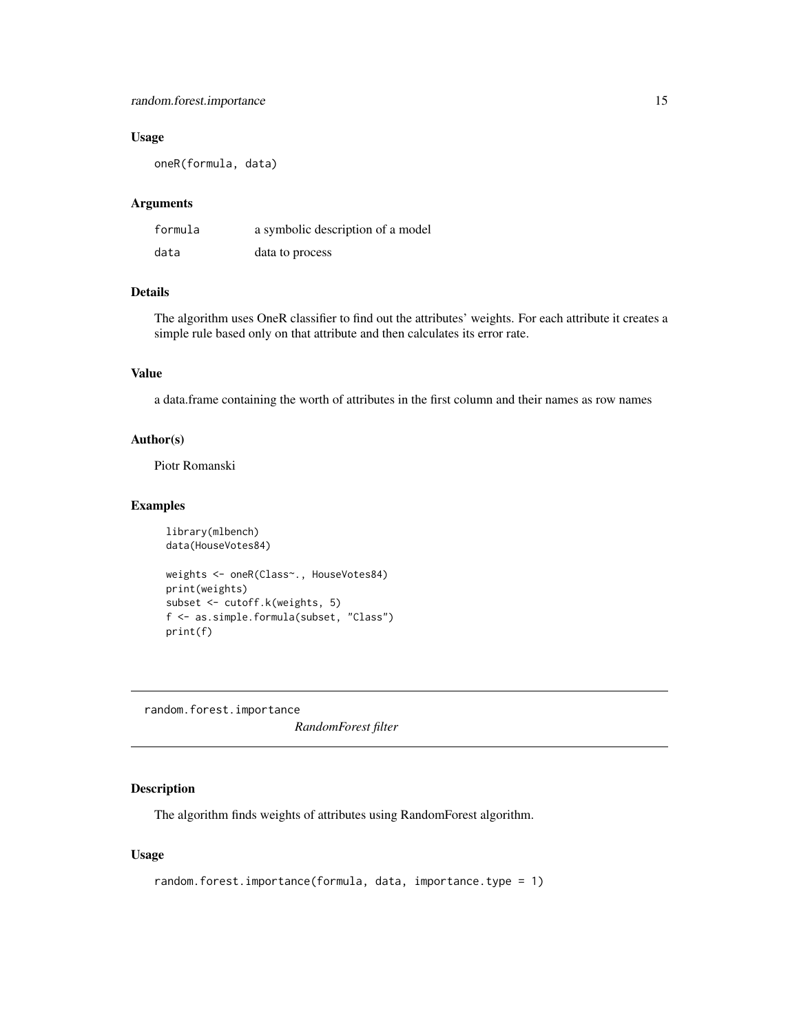### Usage

```
oneR(formula, data)
```

### Arguments

| | |
|---|---|
| formula | a symbolic description of a model |
| data | data to process |

### Details

The algorithm uses OneR classifier to find out the attributes' weights. For each attribute it creates a simple rule based only on that attribute and then calculates its error rate.

### Value

a data.frame containing the worth of attributes in the first column and their names as row names

### Author(s)

Piotr Romanski

### Examples

```
library(mlbench)
data(HouseVotes84)

weights <- oneR(Class~., HouseVotes84)
print(weights)
subset <- cutoff.k(weights, 5)
f <- as.simple.formula(subset, "Class")
print(f)
```

---

## random.forest.importance    *RandomForest filter*

---

### Description

The algorithm finds weights of attributes using RandomForest algorithm.

### Usage

```
random.forest.importance(formula, data, importance.type = 1)
```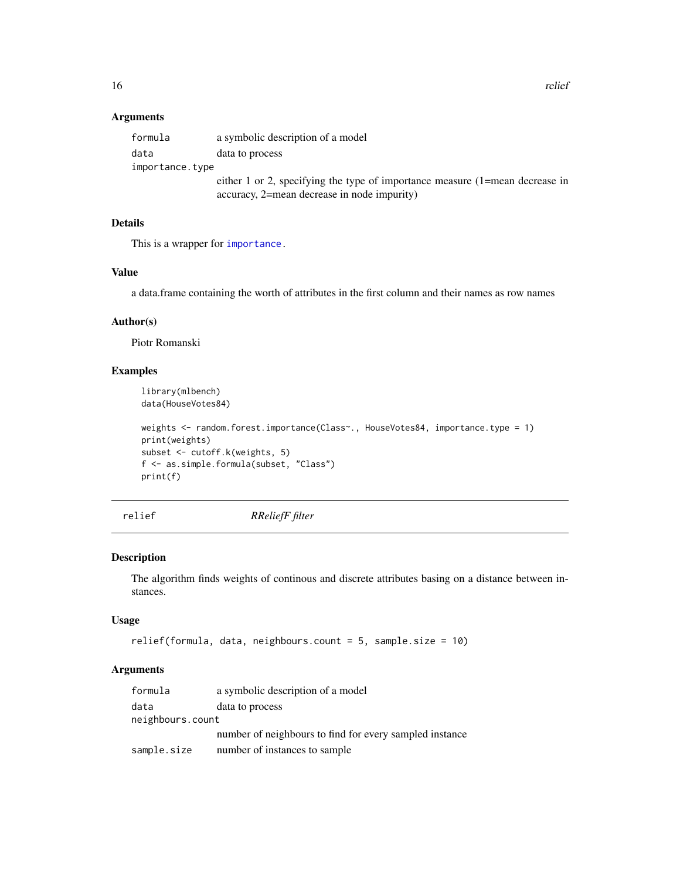### Arguments

- `formula` — a symbolic description of a model
- `data` — data to process
- `importance.type` — either 1 or 2, specifying the type of importance measure (1=mean decrease in accuracy, 2=mean decrease in node impurity)

### Details

This is a wrapper for `importance`.

### Value

a data.frame containing the worth of attributes in the first column and their names as row names

### Author(s)

Piotr Romanski

### Examples

```
library(mlbench)
data(HouseVotes84)

weights <- random.forest.importance(Class~., HouseVotes84, importance.type = 1)
print(weights)
subset <- cutoff.k(weights, 5)
f <- as.simple.formula(subset, "Class")
print(f)
```

---

## relief *RReliefF filter*

---

### Description

The algorithm finds weights of continous and discrete attributes basing on a distance between instances.

### Usage

```
relief(formula, data, neighbours.count = 5, sample.size = 10)
```

### Arguments

- `formula` — a symbolic description of a model
- `data` — data to process
- `neighbours.count` — number of neighbours to find for every sampled instance
- `sample.size` — number of instances to sample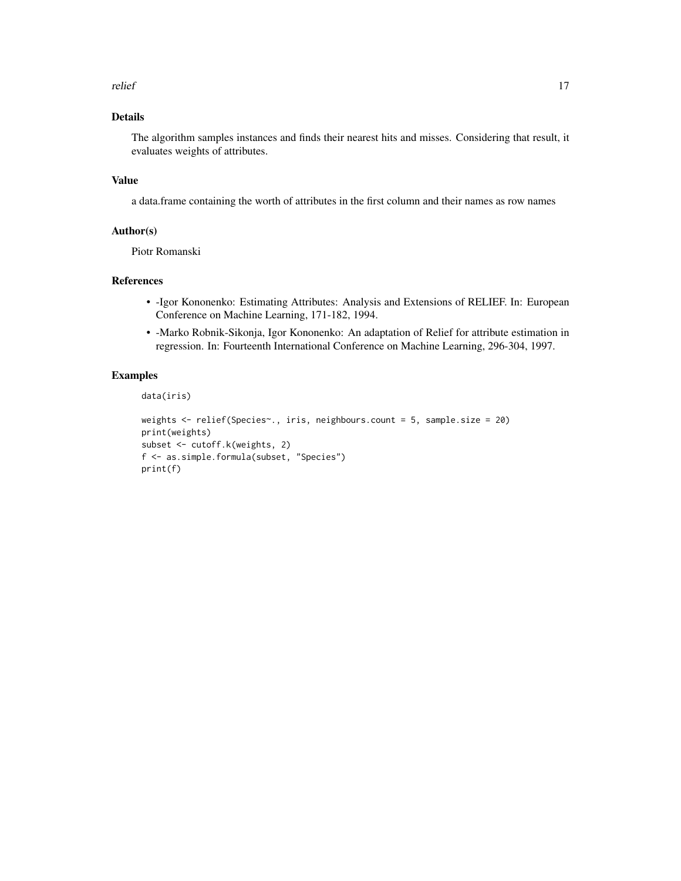## Details

The algorithm samples instances and finds their nearest hits and misses. Considering that result, it evaluates weights of attributes.

## Value

a data.frame containing the worth of attributes in the first column and their names as row names

## Author(s)

Piotr Romanski

## References

- -Igor Kononenko: Estimating Attributes: Analysis and Extensions of RELIEF. In: European Conference on Machine Learning, 171-182, 1994.
- -Marko Robnik-Sikonja, Igor Kononenko: An adaptation of Relief for attribute estimation in regression. In: Fourteenth International Conference on Machine Learning, 296-304, 1997.

## Examples

```
data(iris)

weights <- relief(Species~., iris, neighbours.count = 5, sample.size = 20)
print(weights)
subset <- cutoff.k(weights, 2)
f <- as.simple.formula(subset, "Species")
print(f)
```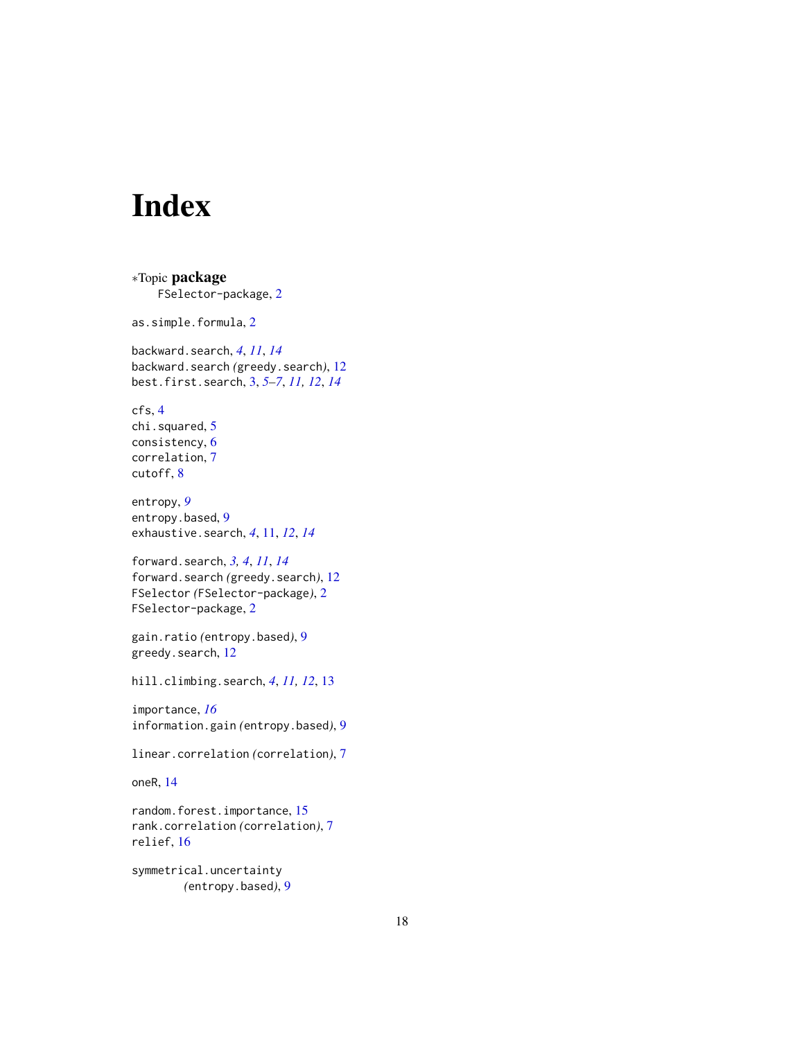# Index

∗Topic **package**
FSelector-package, 2

as.simple.formula, 2

backward.search, *4*, *11*, *14*
backward.search *(*greedy.search*)*, 12
best.first.search, 3, *5–7*, *11, 12*, *14*

cfs, 4
chi.squared, 5
consistency, 6
correlation, 7
cutoff, 8

entropy, *9*
entropy.based, 9
exhaustive.search, *4*, 11, *12*, *14*

forward.search, *3, 4*, *11*, *14*
forward.search *(*greedy.search*)*, 12
FSelector *(*FSelector-package*)*, 2
FSelector-package, 2

gain.ratio *(*entropy.based*)*, 9
greedy.search, 12

hill.climbing.search, *4*, *11, 12*, 13

importance, *16*
information.gain *(*entropy.based*)*, 9

linear.correlation *(*correlation*)*, 7

oneR, 14

random.forest.importance, 15
rank.correlation *(*correlation*)*, 7
relief, 16

symmetrical.uncertainty
*(*entropy.based*)*, 9